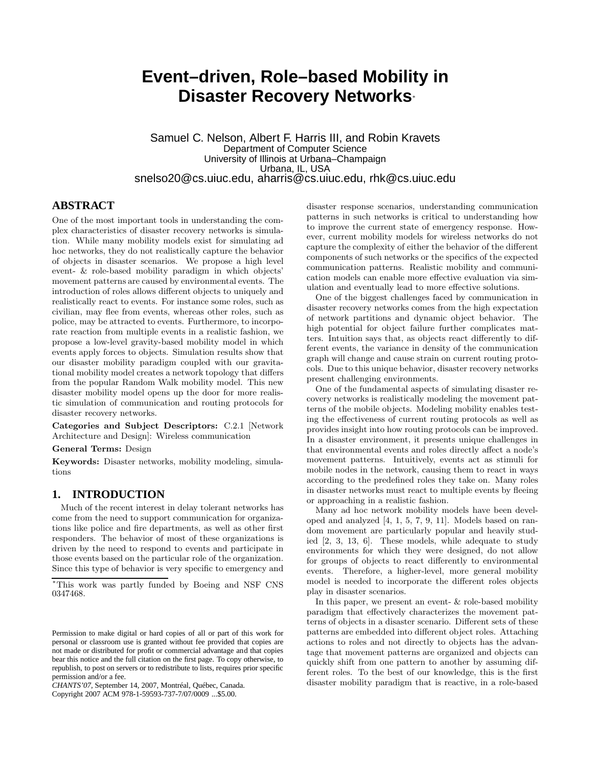# Event–driven, Role–based Mobility in Disaster Recovery Networks*

Samuel C. Nelson, Albert F. Harris III, and Robin Kravets
Department of Computer Science
University of Illinois at Urbana–Champaign
Urbana, IL, USA
snelso20@cs.uiuc.edu, aharris@cs.uiuc.edu, rhk@cs.uiuc.edu

## ABSTRACT

One of the most important tools in understanding the complex characteristics of disaster recovery networks is simulation. While many mobility models exist for simulating ad hoc networks, they do not realistically capture the behavior of objects in disaster scenarios. We propose a high level event- & role-based mobility paradigm in which objects' movement patterns are caused by environmental events. The introduction of roles allows different objects to uniquely and realistically react to events. For instance some roles, such as civilian, may flee from events, whereas other roles, such as police, may be attracted to events. Furthermore, to incorporate reaction from multiple events in a realistic fashion, we propose a low-level gravity-based mobility model in which events apply forces to objects. Simulation results show that our disaster mobility paradigm coupled with our gravitational mobility model creates a network topology that differs from the popular Random Walk mobility model. This new disaster mobility model opens up the door for more realistic simulation of communication and routing protocols for disaster recovery networks.

**Categories and Subject Descriptors:** C.2.1 [Network Architecture and Design]: Wireless communication

**General Terms:** Design

**Keywords:** Disaster networks, mobility modeling, simulations

## 1. INTRODUCTION

Much of the recent interest in delay tolerant networks has come from the need to support communication for organizations like police and fire departments, as well as other first responders. The behavior of most of these organizations is driven by the need to respond to events and participate in those events based on the particular role of the organization. Since this type of behavior is very specific to emergency and disaster response scenarios, understanding communication patterns in such networks is critical to understanding how to improve the current state of emergency response. However, current mobility models for wireless networks do not capture the complexity of either the behavior of the different components of such networks or the specifics of the expected communication patterns. Realistic mobility and communication models can enable more effective evaluation via simulation and eventually lead to more effective solutions.

One of the biggest challenges faced by communication in disaster recovery networks comes from the high expectation of network partitions and dynamic object behavior. The high potential for object failure further complicates matters. Intuition says that, as objects react differently to different events, the variance in density of the communication graph will change and cause strain on current routing protocols. Due to this unique behavior, disaster recovery networks present challenging environments.

One of the fundamental aspects of simulating disaster recovery networks is realistically modeling the movement patterns of the mobile objects. Modeling mobility enables testing the effectiveness of current routing protocols as well as provides insight into how routing protocols can be improved. In a disaster environment, it presents unique challenges in that environmental events and roles directly affect a node's movement patterns. Intuitively, events act as stimuli for mobile nodes in the network, causing them to react in ways according to the predefined roles they take on. Many roles in disaster networks must react to multiple events by fleeing or approaching in a realistic fashion.

Many ad hoc network mobility models have been developed and analyzed [4, 1, 5, 7, 9, 11]. Models based on random movement are particularly popular and heavily studied [2, 3, 13, 6]. These models, while adequate to study environments for which they were designed, do not allow for groups of objects to react differently to environmental events. Therefore, a higher-level, more general mobility model is needed to incorporate the different roles objects play in disaster scenarios.

In this paper, we present an event- & role-based mobility paradigm that effectively characterizes the movement patterns of objects in a disaster scenario. Different sets of these patterns are embedded into different object roles. Attaching actions to roles and not directly to objects has the advantage that movement patterns are organized and objects can quickly shift from one pattern to another by assuming different roles. To the best of our knowledge, this is the first disaster mobility paradigm that is reactive, in a role-based

*This work was partly funded by Boeing and NSF CNS 0347468.

Permission to make digital or hard copies of all or part of this work for personal or classroom use is granted without fee provided that copies are not made or distributed for profit or commercial advantage and that copies bear this notice and the full citation on the first page. To copy otherwise, to republish, to post on servers or to redistribute to lists, requires prior specific permission and/or a fee.
*CHANTS'07*, September 14, 2007, Montréal, Québec, Canada.
Copyright 2007 ACM 978-1-59593-737-7/07/0009 ...$5.00.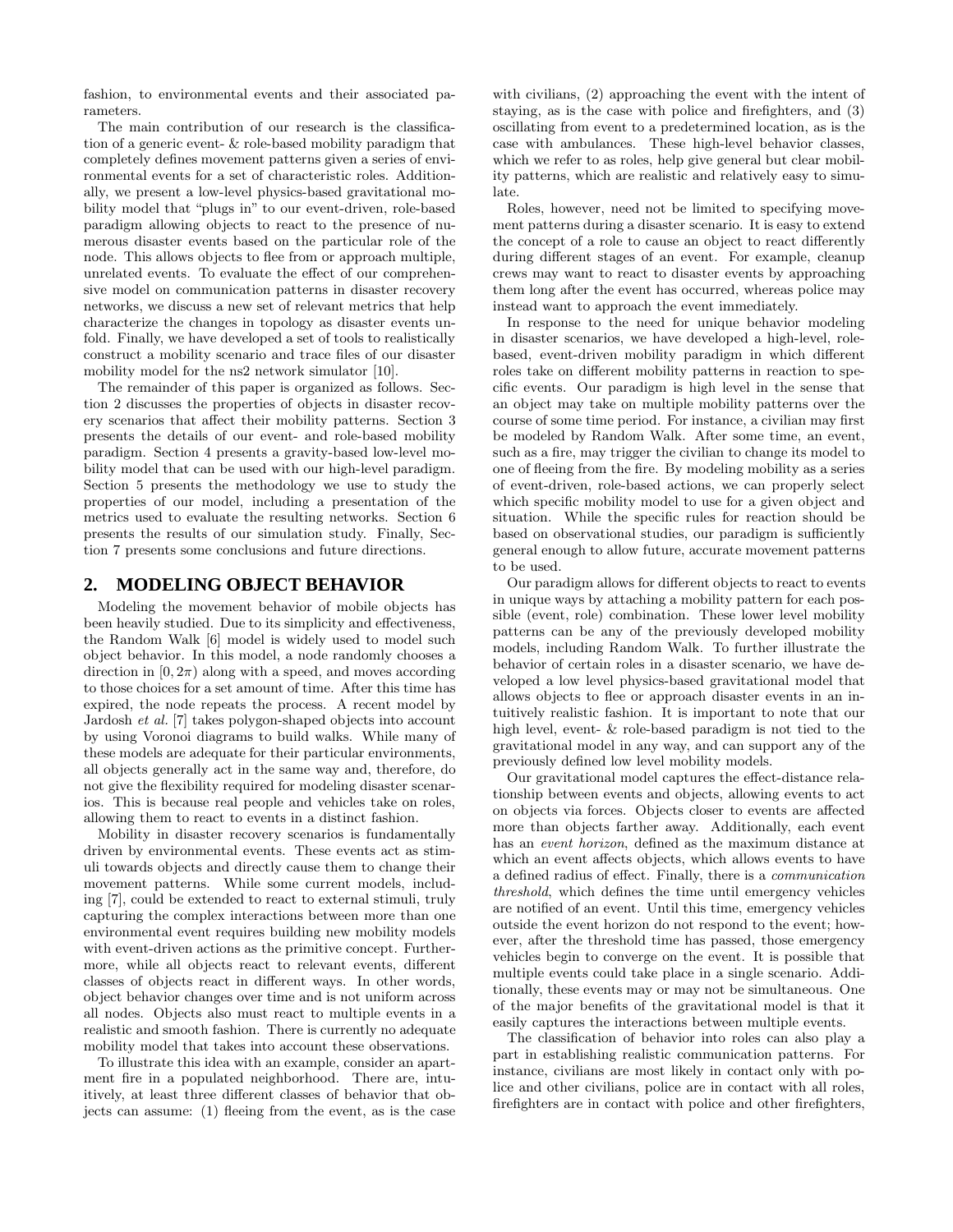fashion, to environmental events and their associated parameters.

The main contribution of our research is the classification of a generic event- & role-based mobility paradigm that completely defines movement patterns given a series of environmental events for a set of characteristic roles. Additionally, we present a low-level physics-based gravitational mobility model that "plugs in" to our event-driven, role-based paradigm allowing objects to react to the presence of numerous disaster events based on the particular role of the node. This allows objects to flee from or approach multiple, unrelated events. To evaluate the effect of our comprehensive model on communication patterns in disaster recovery networks, we discuss a new set of relevant metrics that help characterize the changes in topology as disaster events unfold. Finally, we have developed a set of tools to realistically construct a mobility scenario and trace files of our disaster mobility model for the ns2 network simulator [10].

The remainder of this paper is organized as follows. Section 2 discusses the properties of objects in disaster recovery scenarios that affect their mobility patterns. Section 3 presents the details of our event- and role-based mobility paradigm. Section 4 presents a gravity-based low-level mobility model that can be used with our high-level paradigm. Section 5 presents the methodology we use to study the properties of our model, including a presentation of the metrics used to evaluate the resulting networks. Section 6 presents the results of our simulation study. Finally, Section 7 presents some conclusions and future directions.

## 2. MODELING OBJECT BEHAVIOR

Modeling the movement behavior of mobile objects has been heavily studied. Due to its simplicity and effectiveness, the Random Walk [6] model is widely used to model such object behavior. In this model, a node randomly chooses a direction in $[0, 2\pi)$ along with a speed, and moves according to those choices for a set amount of time. After this time has expired, the node repeats the process. A recent model by Jardosh *et al.* [7] takes polygon-shaped objects into account by using Voronoi diagrams to build walks. While many of these models are adequate for their particular environments, all objects generally act in the same way and, therefore, do not give the flexibility required for modeling disaster scenarios. This is because real people and vehicles take on roles, allowing them to react to events in a distinct fashion.

Mobility in disaster recovery scenarios is fundamentally driven by environmental events. These events act as stimuli towards objects and directly cause them to change their movement patterns. While some current models, including [7], could be extended to react to external stimuli, truly capturing the complex interactions between more than one environmental event requires building new mobility models with event-driven actions as the primitive concept. Furthermore, while all objects react to relevant events, different classes of objects react in different ways. In other words, object behavior changes over time and is not uniform across all nodes. Objects also must react to multiple events in a realistic and smooth fashion. There is currently no adequate mobility model that takes into account these observations.

To illustrate this idea with an example, consider an apartment fire in a populated neighborhood. There are, intuitively, at least three different classes of behavior that objects can assume: (1) fleeing from the event, as is the case with civilians, (2) approaching the event with the intent of staying, as is the case with police and firefighters, and (3) oscillating from event to a predetermined location, as is the case with ambulances. These high-level behavior classes, which we refer to as roles, help give general but clear mobility patterns, which are realistic and relatively easy to simulate.

Roles, however, need not be limited to specifying movement patterns during a disaster scenario. It is easy to extend the concept of a role to cause an object to react differently during different stages of an event. For example, cleanup crews may want to react to disaster events by approaching them long after the event has occurred, whereas police may instead want to approach the event immediately.

In response to the need for unique behavior modeling in disaster scenarios, we have developed a high-level, role-based, event-driven mobility paradigm in which different roles take on different mobility patterns in reaction to specific events. Our paradigm is high level in the sense that an object may take on multiple mobility patterns over the course of some time period. For instance, a civilian may first be modeled by Random Walk. After some time, an event, such as a fire, may trigger the civilian to change its model to one of fleeing from the fire. By modeling mobility as a series of event-driven, role-based actions, we can properly select which specific mobility model to use for a given object and situation. While the specific rules for reaction should be based on observational studies, our paradigm is sufficiently general enough to allow future, accurate movement patterns to be used.

Our paradigm allows for different objects to react to events in unique ways by attaching a mobility pattern for each possible (event, role) combination. These lower level mobility patterns can be any of the previously developed mobility models, including Random Walk. To further illustrate the behavior of certain roles in a disaster scenario, we have developed a low level physics-based gravitational model that allows objects to flee or approach disaster events in an intuitively realistic fashion. It is important to note that our high level, event- & role-based paradigm is not tied to the gravitational model in any way, and can support any of the previously defined low level mobility models.

Our gravitational model captures the effect-distance relationship between events and objects, allowing events to act on objects via forces. Objects closer to events are affected more than objects farther away. Additionally, each event has an *event horizon*, defined as the maximum distance at which an event affects objects, which allows events to have a defined radius of effect. Finally, there is a *communication threshold*, which defines the time until emergency vehicles are notified of an event. Until this time, emergency vehicles outside the event horizon do not respond to the event; however, after the threshold time has passed, those emergency vehicles begin to converge on the event. It is possible that multiple events could take place in a single scenario. Additionally, these events may or may not be simultaneous. One of the major benefits of the gravitational model is that it easily captures the interactions between multiple events.

The classification of behavior into roles can also play a part in establishing realistic communication patterns. For instance, civilians are most likely in contact only with police and other civilians, police are in contact with all roles, firefighters are in contact with police and other firefighters,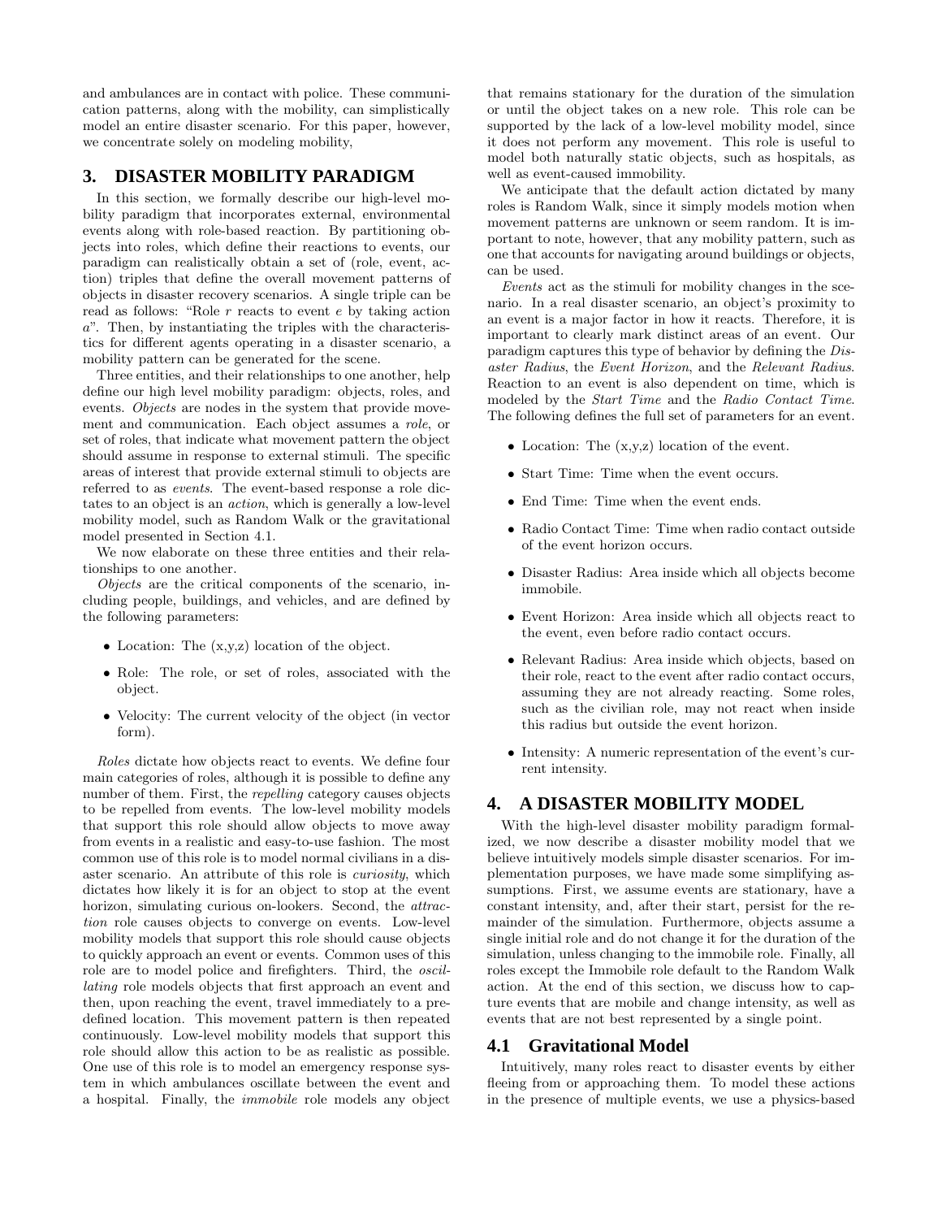and ambulances are in contact with police. These communication patterns, along with the mobility, can simplistically model an entire disaster scenario. For this paper, however, we concentrate solely on modeling mobility,

## 3. DISASTER MOBILITY PARADIGM

In this section, we formally describe our high-level mobility paradigm that incorporates external, environmental events along with role-based reaction. By partitioning objects into roles, which define their reactions to events, our paradigm can realistically obtain a set of (role, event, action) triples that define the overall movement patterns of objects in disaster recovery scenarios. A single triple can be read as follows: "Role $r$ reacts to event $e$ by taking action $a$". Then, by instantiating the triples with the characteristics for different agents operating in a disaster scenario, a mobility pattern can be generated for the scene.

Three entities, and their relationships to one another, help define our high level mobility paradigm: objects, roles, and events. *Objects* are nodes in the system that provide movement and communication. Each object assumes a *role*, or set of roles, that indicate what movement pattern the object should assume in response to external stimuli. The specific areas of interest that provide external stimuli to objects are referred to as *events*. The event-based response a role dictates to an object is an *action*, which is generally a low-level mobility model, such as Random Walk or the gravitational model presented in Section 4.1.

We now elaborate on these three entities and their relationships to one another.

*Objects* are the critical components of the scenario, including people, buildings, and vehicles, and are defined by the following parameters:

- Location: The (x,y,z) location of the object.
- Role: The role, or set of roles, associated with the object.
- Velocity: The current velocity of the object (in vector form).

*Roles* dictate how objects react to events. We define four main categories of roles, although it is possible to define any number of them. First, the *repelling* category causes objects to be repelled from events. The low-level mobility models that support this role should allow objects to move away from events in a realistic and easy-to-use fashion. The most common use of this role is to model normal civilians in a disaster scenario. An attribute of this role is *curiosity*, which dictates how likely it is for an object to stop at the event horizon, simulating curious on-lookers. Second, the *attraction* role causes objects to converge on events. Low-level mobility models that support this role should cause objects to quickly approach an event or events. Common uses of this role are to model police and firefighters. Third, the *oscillating* role models objects that first approach an event and then, upon reaching the event, travel immediately to a predefined location. This movement pattern is then repeated continuously. Low-level mobility models that support this role should allow this action to be as realistic as possible. One use of this role is to model an emergency response system in which ambulances oscillate between the event and a hospital. Finally, the *immobile* role models any object that remains stationary for the duration of the simulation or until the object takes on a new role. This role can be supported by the lack of a low-level mobility model, since it does not perform any movement. This role is useful to model both naturally static objects, such as hospitals, as well as event-caused immobility.

We anticipate that the default action dictated by many roles is Random Walk, since it simply models motion when movement patterns are unknown or seem random. It is important to note, however, that any mobility pattern, such as one that accounts for navigating around buildings or objects, can be used.

*Events* act as the stimuli for mobility changes in the scenario. In a real disaster scenario, an object's proximity to an event is a major factor in how it reacts. Therefore, it is important to clearly mark distinct areas of an event. Our paradigm captures this type of behavior by defining the *Disaster Radius*, the *Event Horizon*, and the *Relevant Radius*. Reaction to an event is also dependent on time, which is modeled by the *Start Time* and the *Radio Contact Time*. The following defines the full set of parameters for an event.

- Location: The (x,y,z) location of the event.
- Start Time: Time when the event occurs.
- End Time: Time when the event ends.
- Radio Contact Time: Time when radio contact outside of the event horizon occurs.
- Disaster Radius: Area inside which all objects become immobile.
- Event Horizon: Area inside which all objects react to the event, even before radio contact occurs.
- Relevant Radius: Area inside which objects, based on their role, react to the event after radio contact occurs, assuming they are not already reacting. Some roles, such as the civilian role, may not react when inside this radius but outside the event horizon.
- Intensity: A numeric representation of the event's current intensity.

## 4. A DISASTER MOBILITY MODEL

With the high-level disaster mobility paradigm formalized, we now describe a disaster mobility model that we believe intuitively models simple disaster scenarios. For implementation purposes, we have made some simplifying assumptions. First, we assume events are stationary, have a constant intensity, and, after their start, persist for the remainder of the simulation. Furthermore, objects assume a single initial role and do not change it for the duration of the simulation, unless changing to the immobile role. Finally, all roles except the Immobile role default to the Random Walk action. At the end of this section, we discuss how to capture events that are mobile and change intensity, as well as events that are not best represented by a single point.

### 4.1 Gravitational Model

Intuitively, many roles react to disaster events by either fleeing from or approaching them. To model these actions in the presence of multiple events, we use a physics-based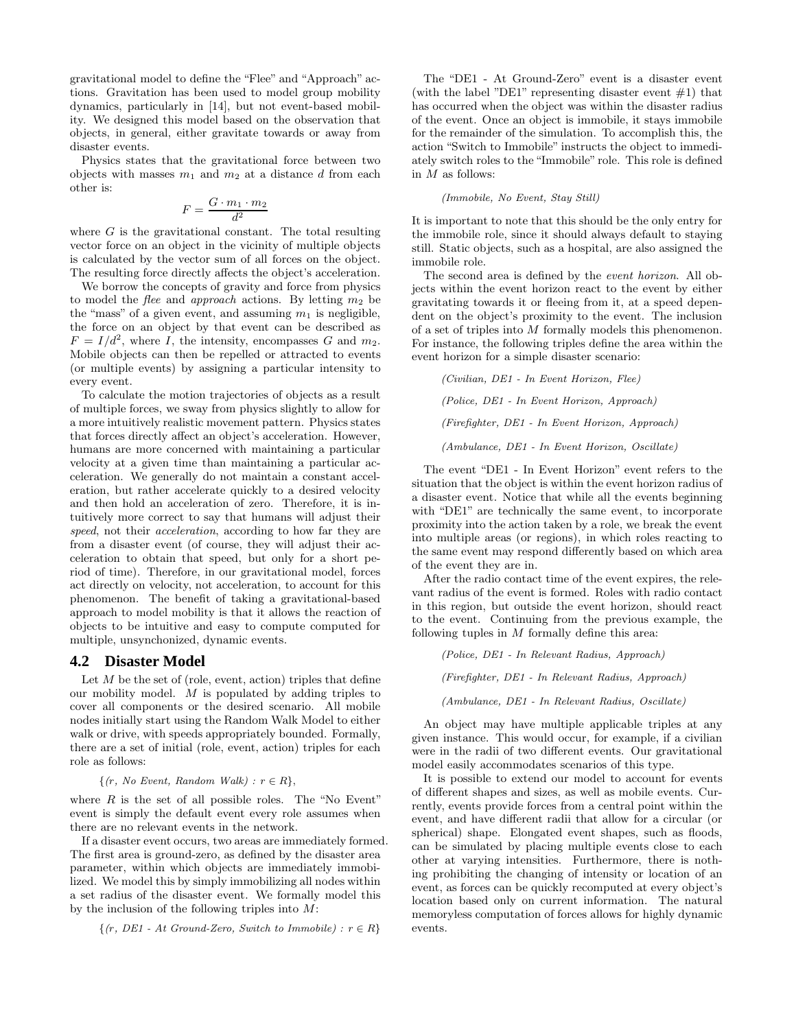gravitational model to define the "Flee" and "Approach" actions. Gravitation has been used to model group mobility dynamics, particularly in [14], but not event-based mobility. We designed this model based on the observation that objects, in general, either gravitate towards or away from disaster events.

Physics states that the gravitational force between two objects with masses $m_1$ and $m_2$ at a distance $d$ from each other is:

$$F = \frac{G \cdot m_1 \cdot m_2}{d^2}$$

where $G$ is the gravitational constant. The total resulting vector force on an object in the vicinity of multiple objects is calculated by the vector sum of all forces on the object. The resulting force directly affects the object's acceleration.

We borrow the concepts of gravity and force from physics to model the *flee* and *approach* actions. By letting $m_2$ be the "mass" of a given event, and assuming $m_1$ is negligible, the force on an object by that event can be described as $F = I/d^2$, where $I$, the intensity, encompasses $G$ and $m_2$. Mobile objects can then be repelled or attracted to events (or multiple events) by assigning a particular intensity to every event.

To calculate the motion trajectories of objects as a result of multiple forces, we sway from physics slightly to allow for a more intuitively realistic movement pattern. Physics states that forces directly affect an object's acceleration. However, humans are more concerned with maintaining a particular velocity at a given time than maintaining a particular acceleration. We generally do not maintain a constant acceleration, but rather accelerate quickly to a desired velocity and then hold an acceleration of zero. Therefore, it is intuitively more correct to say that humans will adjust their *speed*, not their *acceleration*, according to how far they are from a disaster event (of course, they will adjust their acceleration to obtain that speed, but only for a short period of time). Therefore, in our gravitational model, forces act directly on velocity, not acceleration, to account for this phenomenon. The benefit of taking a gravitational-based approach to model mobility is that it allows the reaction of objects to be intuitive and easy to compute computed for multiple, unsynchonized, dynamic events.

## 4.2 Disaster Model

Let $M$ be the set of (role, event, action) triples that define our mobility model. $M$ is populated by adding triples to cover all components or the desired scenario. All mobile nodes initially start using the Random Walk Model to either walk or drive, with speeds appropriately bounded. Formally, there are a set of initial (role, event, action) triples for each role as follows:

$\{$*(r, No Event, Random Walk)* $: r \in R\}$,

where $R$ is the set of all possible roles. The "No Event" event is simply the default event every role assumes when there are no relevant events in the network.

If a disaster event occurs, two areas are immediately formed. The first area is ground-zero, as defined by the disaster area parameter, within which objects are immediately immobilized. We model this by simply immobilizing all nodes within a set radius of the disaster event. We formally model this by the inclusion of the following triples into $M$:

$\{$*(r, DE1 - At Ground-Zero, Switch to Immobile)* $: r \in R\}$

The "DE1 - At Ground-Zero" event is a disaster event (with the label "DE1" representing disaster event #1) that has occurred when the object was within the disaster radius of the event. Once an object is immobile, it stays immobile for the remainder of the simulation. To accomplish this, the action "Switch to Immobile" instructs the object to immediately switch roles to the "Immobile" role. This role is defined in $M$ as follows:

*(Immobile, No Event, Stay Still)*

It is important to note that this should be the only entry for the immobile role, since it should always default to staying still. Static objects, such as a hospital, are also assigned the immobile role.

The second area is defined by the *event horizon*. All objects within the event horizon react to the event by either gravitating towards it or fleeing from it, at a speed dependent on the object's proximity to the event. The inclusion of a set of triples into $M$ formally models this phenomenon. For instance, the following triples define the area within the event horizon for a simple disaster scenario:

*(Civilian, DE1 - In Event Horizon, Flee)*

*(Police, DE1 - In Event Horizon, Approach)*

*(Firefighter, DE1 - In Event Horizon, Approach)*

*(Ambulance, DE1 - In Event Horizon, Oscillate)*

The event "DE1 - In Event Horizon" event refers to the situation that the object is within the event horizon radius of a disaster event. Notice that while all the events beginning with "DE1" are technically the same event, to incorporate proximity into the action taken by a role, we break the event into multiple areas (or regions), in which roles reacting to the same event may respond differently based on which area of the event they are in.

After the radio contact time of the event expires, the relevant radius of the event is formed. Roles with radio contact in this region, but outside the event horizon, should react to the event. Continuing from the previous example, the following tuples in $M$ formally define this area:

*(Police, DE1 - In Relevant Radius, Approach)*

*(Firefighter, DE1 - In Relevant Radius, Approach)*

*(Ambulance, DE1 - In Relevant Radius, Oscillate)*

An object may have multiple applicable triples at any given instance. This would occur, for example, if a civilian were in the radii of two different events. Our gravitational model easily accommodates scenarios of this type.

It is possible to extend our model to account for events of different shapes and sizes, as well as mobile events. Currently, events provide forces from a central point within the event, and have different radii that allow for a circular (or spherical) shape. Elongated event shapes, such as floods, can be simulated by placing multiple events close to each other at varying intensities. Furthermore, there is nothing prohibiting the changing of intensity or location of an event, as forces can be quickly recomputed at every object's location based only on current information. The natural memoryless computation of forces allows for highly dynamic events.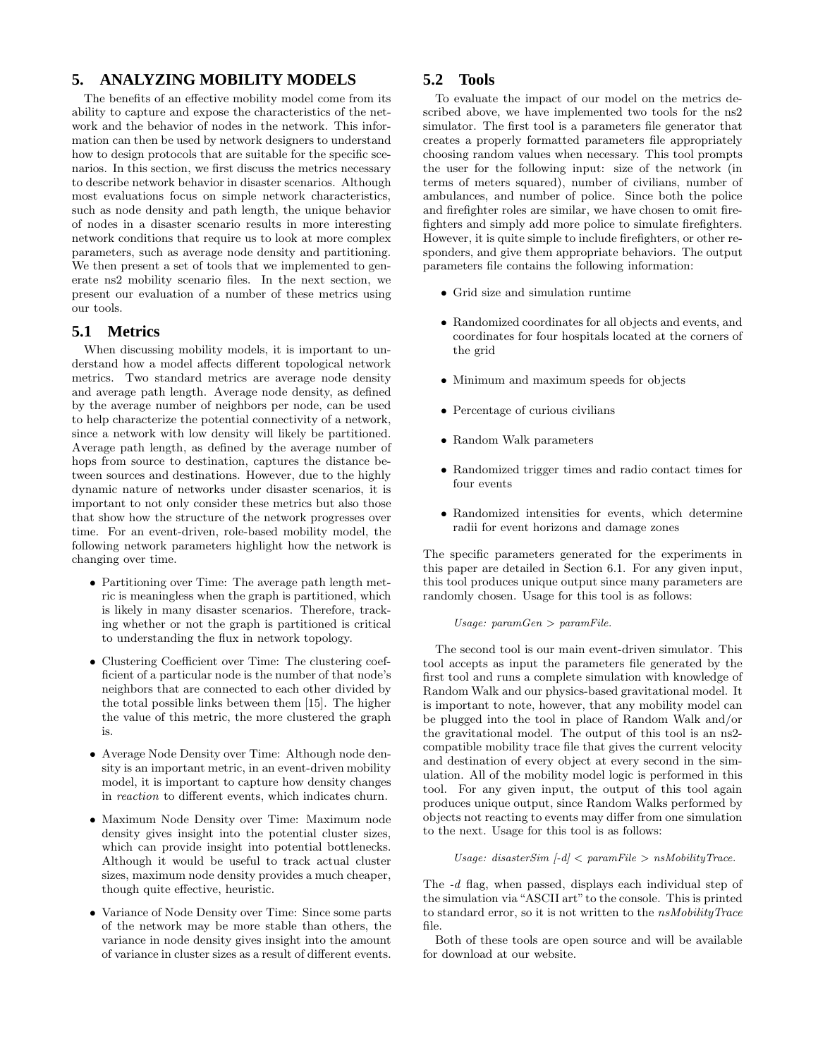## 5. ANALYZING MOBILITY MODELS

The benefits of an effective mobility model come from its ability to capture and expose the characteristics of the network and the behavior of nodes in the network. This information can then be used by network designers to understand how to design protocols that are suitable for the specific scenarios. In this section, we first discuss the metrics necessary to describe network behavior in disaster scenarios. Although most evaluations focus on simple network characteristics, such as node density and path length, the unique behavior of nodes in a disaster scenario results in more interesting network conditions that require us to look at more complex parameters, such as average node density and partitioning. We then present a set of tools that we implemented to generate ns2 mobility scenario files. In the next section, we present our evaluation of a number of these metrics using our tools.

### 5.1 Metrics

When discussing mobility models, it is important to understand how a model affects different topological network metrics. Two standard metrics are average node density and average path length. Average node density, as defined by the average number of neighbors per node, can be used to help characterize the potential connectivity of a network, since a network with low density will likely be partitioned. Average path length, as defined by the average number of hops from source to destination, captures the distance between sources and destinations. However, due to the highly dynamic nature of networks under disaster scenarios, it is important to not only consider these metrics but also those that show how the structure of the network progresses over time. For an event-driven, role-based mobility model, the following network parameters highlight how the network is changing over time.

- Partitioning over Time: The average path length metric is meaningless when the graph is partitioned, which is likely in many disaster scenarios. Therefore, tracking whether or not the graph is partitioned is critical to understanding the flux in network topology.
- Clustering Coefficient over Time: The clustering coefficient of a particular node is the number of that node's neighbors that are connected to each other divided by the total possible links between them [15]. The higher the value of this metric, the more clustered the graph is.
- Average Node Density over Time: Although node density is an important metric, in an event-driven mobility model, it is important to capture how density changes in *reaction* to different events, which indicates churn.
- Maximum Node Density over Time: Maximum node density gives insight into the potential cluster sizes, which can provide insight into potential bottlenecks. Although it would be useful to track actual cluster sizes, maximum node density provides a much cheaper, though quite effective, heuristic.
- Variance of Node Density over Time: Since some parts of the network may be more stable than others, the variance in node density gives insight into the amount of variance in cluster sizes as a result of different events.

### 5.2 Tools

To evaluate the impact of our model on the metrics described above, we have implemented two tools for the ns2 simulator. The first tool is a parameters file generator that creates a properly formatted parameters file appropriately choosing random values when necessary. This tool prompts the user for the following input: size of the network (in terms of meters squared), number of civilians, number of ambulances, and number of police. Since both the police and firefighter roles are similar, we have chosen to omit firefighters and simply add more police to simulate firefighters. However, it is quite simple to include firefighters, or other responders, and give them appropriate behaviors. The output parameters file contains the following information:

- Grid size and simulation runtime
- Randomized coordinates for all objects and events, and coordinates for four hospitals located at the corners of the grid
- Minimum and maximum speeds for objects
- Percentage of curious civilians
- Random Walk parameters
- Randomized trigger times and radio contact times for four events
- Randomized intensities for events, which determine radii for event horizons and damage zones

The specific parameters generated for the experiments in this paper are detailed in Section 6.1. For any given input, this tool produces unique output since many parameters are randomly chosen. Usage for this tool is as follows:

*Usage: paramGen > paramFile.*

The second tool is our main event-driven simulator. This tool accepts as input the parameters file generated by the first tool and runs a complete simulation with knowledge of Random Walk and our physics-based gravitational model. It is important to note, however, that any mobility model can be plugged into the tool in place of Random Walk and/or the gravitational model. The output of this tool is an ns2-compatible mobility trace file that gives the current velocity and destination of every object at every second in the simulation. All of the mobility model logic is performed in this tool. For any given input, the output of this tool again produces unique output, since Random Walks performed by objects not reacting to events may differ from one simulation to the next. Usage for this tool is as follows:

*Usage: disasterSim [-d] < paramFile > nsMobilityTrace.*

The *-d* flag, when passed, displays each individual step of the simulation via "ASCII art" to the console. This is printed to standard error, so it is not written to the *nsMobilityTrace* file.

Both of these tools are open source and will be available for download at our website.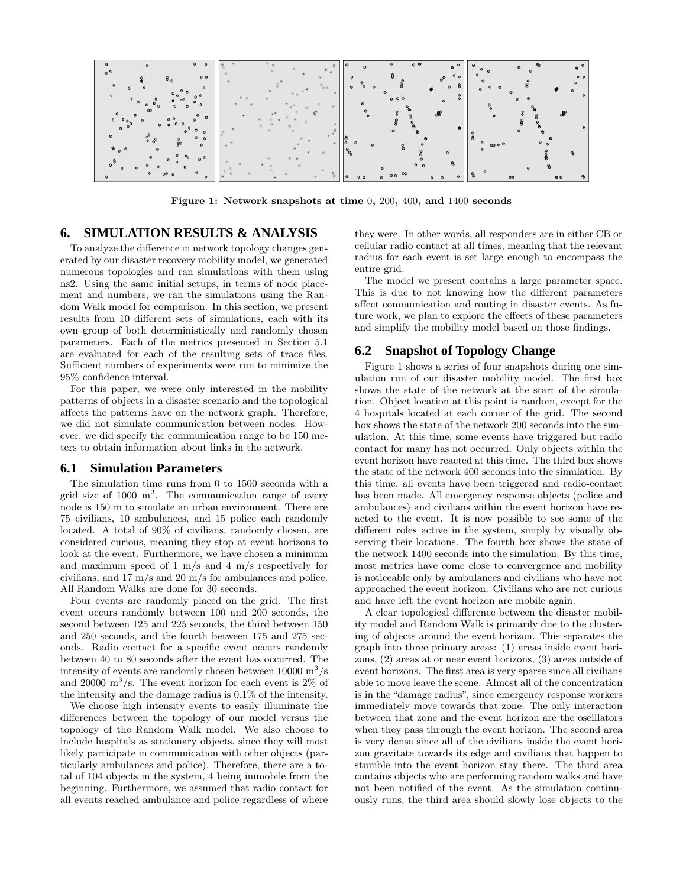Figure 1: Network snapshots at time 0, 200, 400, and 1400 seconds

## 6. SIMULATION RESULTS & ANALYSIS

To analyze the difference in network topology changes generated by our disaster recovery mobility model, we generated numerous topologies and ran simulations with them using ns2. Using the same initial setups, in terms of node placement and numbers, we ran the simulations using the Random Walk model for comparison. In this section, we present results from 10 different sets of simulations, each with its own group of both deterministically and randomly chosen parameters. Each of the metrics presented in Section 5.1 are evaluated for each of the resulting sets of trace files. Sufficient numbers of experiments were run to minimize the 95% confidence interval.

For this paper, we were only interested in the mobility patterns of objects in a disaster scenario and the topological affects the patterns have on the network graph. Therefore, we did not simulate communication between nodes. However, we did specify the communication range to be 150 meters to obtain information about links in the network.

### 6.1 Simulation Parameters

The simulation time runs from 0 to 1500 seconds with a grid size of 1000 $m^2$. The communication range of every node is 150 m to simulate an urban environment. There are 75 civilians, 10 ambulances, and 15 police each randomly located. A total of 90% of civilians, randomly chosen, are considered curious, meaning they stop at event horizons to look at the event. Furthermore, we have chosen a minimum and maximum speed of 1 m/s and 4 m/s respectively for civilians, and 17 m/s and 20 m/s for ambulances and police. All Random Walks are done for 30 seconds.

Four events are randomly placed on the grid. The first event occurs randomly between 100 and 200 seconds, the second between 125 and 225 seconds, the third between 150 and 250 seconds, and the fourth between 175 and 275 seconds. Radio contact for a specific event occurs randomly between 40 to 80 seconds after the event has occurred. The intensity of events are randomly chosen between 10000 $m^3/s$ and 20000 $m^3/s$. The event horizon for each event is 2% of the intensity and the damage radius is 0.1% of the intensity.

We choose high intensity events to easily illuminate the differences between the topology of our model versus the topology of the Random Walk model. We also choose to include hospitals as stationary objects, since they will most likely participate in communication with other objects (particularly ambulances and police). Therefore, there are a total of 104 objects in the system, 4 being immobile from the beginning. Furthermore, we assumed that radio contact for all events reached ambulance and police regardless of where they were. In other words, all responders are in either CB or cellular radio contact at all times, meaning that the relevant radius for each event is set large enough to encompass the entire grid.

The model we present contains a large parameter space. This is due to not knowing how the different parameters affect communication and routing in disaster events. As future work, we plan to explore the effects of these parameters and simplify the mobility model based on those findings.

### 6.2 Snapshot of Topology Change

Figure 1 shows a series of four snapshots during one simulation run of our disaster mobility model. The first box shows the state of the network at the start of the simulation. Object location at this point is random, except for the 4 hospitals located at each corner of the grid. The second box shows the state of the network 200 seconds into the simulation. At this time, some events have triggered but radio contact for many has not occurred. Only objects within the event horizon have reacted at this time. The third box shows the state of the network 400 seconds into the simulation. By this time, all events have been triggered and radio-contact has been made. All emergency response objects (police and ambulances) and civilians within the event horizon have reacted to the event. It is now possible to see some of the different roles active in the system, simply by visually observing their locations. The fourth box shows the state of the network 1400 seconds into the simulation. By this time, most metrics have come close to convergence and mobility is noticeable only by ambulances and civilians who have not approached the event horizon. Civilians who are not curious and have left the event horizon are mobile again.

A clear topological difference between the disaster mobility model and Random Walk is primarily due to the clustering of objects around the event horizon. This separates the graph into three primary areas: (1) areas inside event horizons, (2) areas at or near event horizons, (3) areas outside of event horizons. The first area is very sparse since all civilians able to move leave the scene. Almost all of the concentration is in the "damage radius", since emergency response workers immediately move towards that zone. The only interaction between that zone and the event horizon are the oscillators when they pass through the event horizon. The second area is very dense since all of the civilians inside the event horizon gravitate towards its edge and civilians that happen to stumble into the event horizon stay there. The third area contains objects who are performing random walks and have not been notified of the event. As the simulation continuously runs, the third area should slowly lose objects to the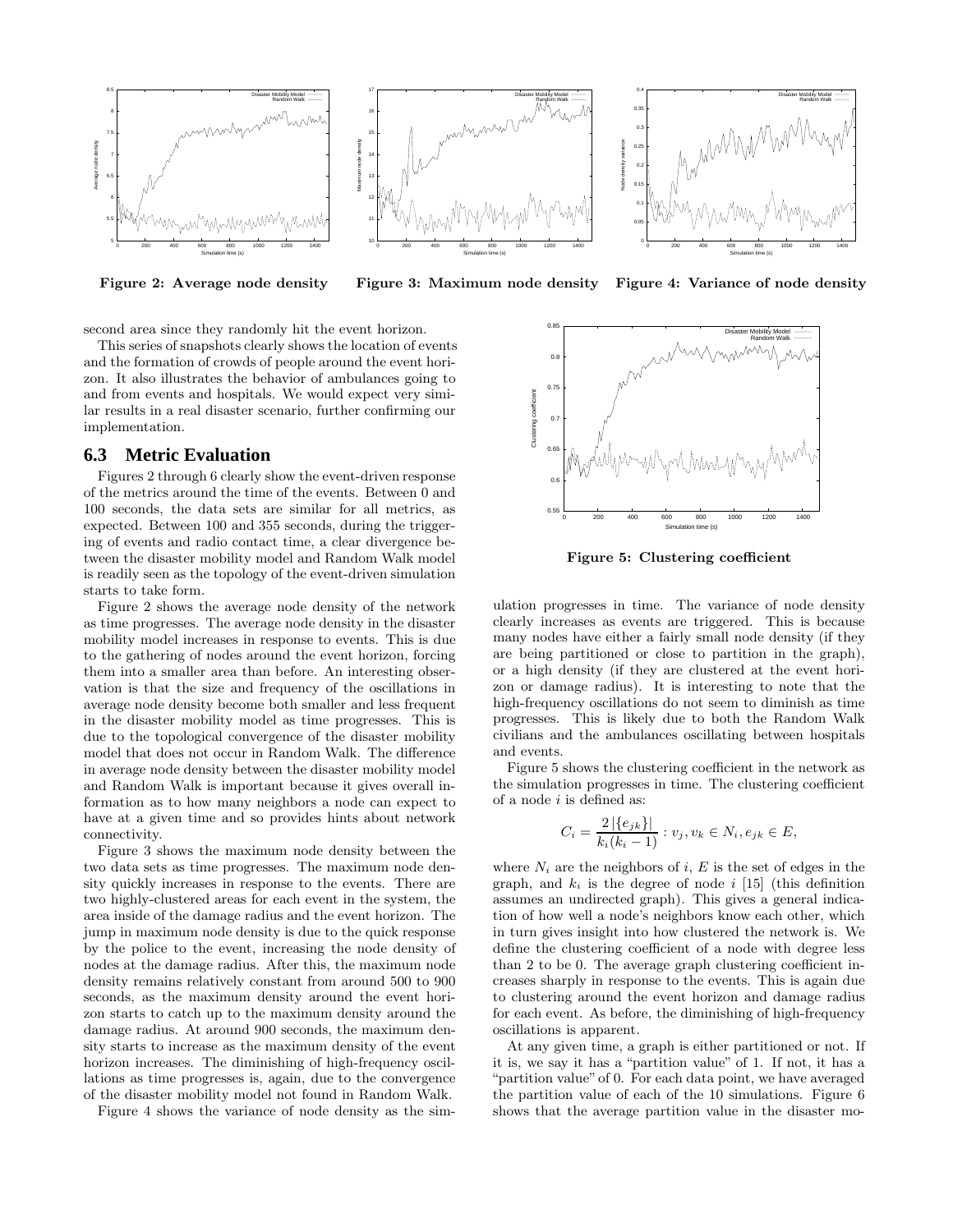Average node density

8.5
8
7.5
7
6.5
6
5.5
5

0 200 400 600 800 1000 1200 1400

Simulation time (s)

Disaster Mobility Model
Random Walk

**Figure 2: Average node density**

Maximum node density

17
16
15
14
13
12
11
10

0 200 400 600 800 1000 1200 1400

Simulation time (s)

Disaster Mobility Model
Random Walk

**Figure 3: Maximum node density**

Node density variance

0.4
0.35
0.3
0.25
0.2
0.15
0.1
0.05
0

0 200 400 600 800 1000 1200 1400

Simulation time (s)

Disaster Mobility Model
Random Walk

**Figure 4: Variance of node density**

second area since they randomly hit the event horizon.

This series of snapshots clearly shows the location of events and the formation of crowds of people around the event horizon. It also illustrates the behavior of ambulances going to and from events and hospitals. We would expect very similar results in a real disaster scenario, further confirming our implementation.

## 6.3 Metric Evaluation

Figures 2 through 6 clearly show the event-driven response of the metrics around the time of the events. Between 0 and 100 seconds, the data sets are similar for all metrics, as expected. Between 100 and 355 seconds, during the triggering of events and radio contact time, a clear divergence between the disaster mobility model and Random Walk model is readily seen as the topology of the event-driven simulation starts to take form.

Figure 2 shows the average node density of the network as time progresses. The average node density in the disaster mobility model increases in response to events. This is due to the gathering of nodes around the event horizon, forcing them into a smaller area than before. An interesting observation is that the size and frequency of the oscillations in average node density become both smaller and less frequent in the disaster mobility model as time progresses. This is due to the topological convergence of the disaster mobility model that does not occur in Random Walk. The difference in average node density between the disaster mobility model and Random Walk is important because it gives overall information as to how many neighbors a node can expect to have at a given time and so provides hints about network connectivity.

Figure 3 shows the maximum node density between the two data sets as time progresses. The maximum node density quickly increases in response to the events. There are two highly-clustered areas for each event in the system, the area inside of the damage radius and the event horizon. The jump in maximum node density is due to the quick response by the police to the event, increasing the node density of nodes at the damage radius. After this, the maximum node density remains relatively constant from around 500 to 900 seconds, as the maximum density around the event horizon starts to catch up to the maximum density around the damage radius. At around 900 seconds, the maximum density starts to increase as the maximum density of the event horizon increases. The diminishing of high-frequency oscillations as time progresses is, again, due to the convergence of the disaster mobility model not found in Random Walk.

Figure 4 shows the variance of node density as the simulation progresses in time. The variance of node density clearly increases as events are triggered. This is because many nodes have either a fairly small node density (if they are being partitioned or close to partition in the graph), or a high density (if they are clustered at the event horizon or damage radius). It is interesting to note that the high-frequency oscillations do not seem to diminish as time progresses. This is likely due to both the Random Walk civilians and the ambulances oscillating between hospitals and events.

Clustering coefficient

0.85
0.8
0.75
0.7
0.65
0.6
0.55

0 200 400 600 800 1000 1200 1400

Simulation time (s)

Disaster Mobility Model
Random Walk

**Figure 5: Clustering coefficient**

Figure 5 shows the clustering coefficient in the network as the simulation progresses in time. The clustering coefficient of a node $i$ is defined as:

$$C_i = \frac{2\,|\{e_{jk}\}|}{k_i(k_i-1)} : v_j, v_k \in N_i, e_{jk} \in E,$$

where $N_i$ are the neighbors of $i$, $E$ is the set of edges in the graph, and $k_i$ is the degree of node $i$ [15] (this definition assumes an undirected graph). This gives a general indication of how well a node's neighbors know each other, which in turn gives insight into how clustered the network is. We define the clustering coefficient of a node with degree less than 2 to be 0. The average graph clustering coefficient increases sharply in response to the events. This is again due to clustering around the event horizon and damage radius for each event. As before, the diminishing of high-frequency oscillations is apparent.

At any given time, a graph is either partitioned or not. If it is, we say it has a "partition value" of 1. If not, it has a "partition value" of 0. For each data point, we have averaged the partition value of each of the 10 simulations. Figure 6 shows that the average partition value in the disaster mo-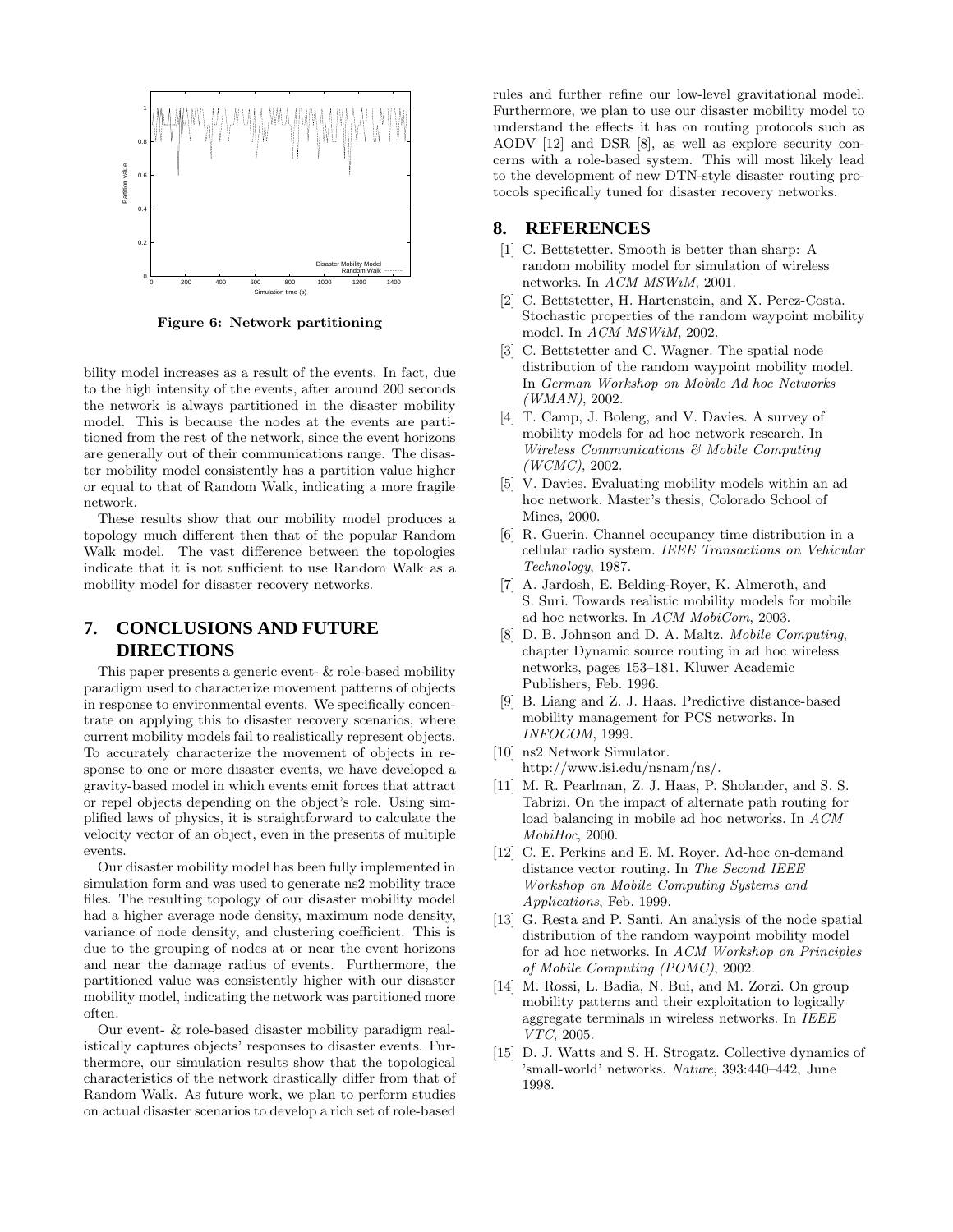1
0.8
0.6
0.4
0.2
0
Partition value
0 200 400 600 800 1000 1200 1400
Simulation time (s)
Disaster Mobility Model
Random Walk

**Figure 6: Network partitioning**

bility model increases as a result of the events. In fact, due to the high intensity of the events, after around 200 seconds the network is always partitioned in the disaster mobility model. This is because the nodes at the events are partitioned from the rest of the network, since the event horizons are generally out of their communications range. The disaster mobility model consistently has a partition value higher or equal to that of Random Walk, indicating a more fragile network.

These results show that our mobility model produces a topology much different then that of the popular Random Walk model. The vast difference between the topologies indicate that it is not sufficient to use Random Walk as a mobility model for disaster recovery networks.

## 7. CONCLUSIONS AND FUTURE DIRECTIONS

This paper presents a generic event- & role-based mobility paradigm used to characterize movement patterns of objects in response to environmental events. We specifically concentrate on applying this to disaster recovery scenarios, where current mobility models fail to realistically represent objects. To accurately characterize the movement of objects in response to one or more disaster events, we have developed a gravity-based model in which events emit forces that attract or repel objects depending on the object's role. Using simplified laws of physics, it is straightforward to calculate the velocity vector of an object, even in the presents of multiple events.

Our disaster mobility model has been fully implemented in simulation form and was used to generate ns2 mobility trace files. The resulting topology of our disaster mobility model had a higher average node density, maximum node density, variance of node density, and clustering coefficient. This is due to the grouping of nodes at or near the event horizons and near the damage radius of events. Furthermore, the partitioned value was consistently higher with our disaster mobility model, indicating the network was partitioned more often.

Our event- & role-based disaster mobility paradigm realistically captures objects' responses to disaster events. Furthermore, our simulation results show that the topological characteristics of the network drastically differ from that of Random Walk. As future work, we plan to perform studies on actual disaster scenarios to develop a rich set of role-based rules and further refine our low-level gravitational model. Furthermore, we plan to use our disaster mobility model to understand the effects it has on routing protocols such as AODV [12] and DSR [8], as well as explore security concerns with a role-based system. This will most likely lead to the development of new DTN-style disaster routing protocols specifically tuned for disaster recovery networks.

## 8. REFERENCES

[1] C. Bettstetter. Smooth is better than sharp: A random mobility model for simulation of wireless networks. In *ACM MSWiM*, 2001.

[2] C. Bettstetter, H. Hartenstein, and X. Perez-Costa. Stochastic properties of the random waypoint mobility model. In *ACM MSWiM*, 2002.

[3] C. Bettstetter and C. Wagner. The spatial node distribution of the random waypoint mobility model. In *German Workshop on Mobile Ad hoc Networks (WMAN)*, 2002.

[4] T. Camp, J. Boleng, and V. Davies. A survey of mobility models for ad hoc network research. In *Wireless Communications & Mobile Computing (WCMC)*, 2002.

[5] V. Davies. Evaluating mobility models within an ad hoc network. Master's thesis, Colorado School of Mines, 2000.

[6] R. Guerin. Channel occupancy time distribution in a cellular radio system. *IEEE Transactions on Vehicular Technology*, 1987.

[7] A. Jardosh, E. Belding-Royer, K. Almeroth, and S. Suri. Towards realistic mobility models for mobile ad hoc networks. In *ACM MobiCom*, 2003.

[8] D. B. Johnson and D. A. Maltz. *Mobile Computing*, chapter Dynamic source routing in ad hoc wireless networks, pages 153–181. Kluwer Academic Publishers, Feb. 1996.

[9] B. Liang and Z. J. Haas. Predictive distance-based mobility management for PCS networks. In *INFOCOM*, 1999.

[10] ns2 Network Simulator. http://www.isi.edu/nsnam/ns/.

[11] M. R. Pearlman, Z. J. Haas, P. Sholander, and S. S. Tabrizi. On the impact of alternate path routing for load balancing in mobile ad hoc networks. In *ACM MobiHoc*, 2000.

[12] C. E. Perkins and E. M. Royer. Ad-hoc on-demand distance vector routing. In *The Second IEEE Workshop on Mobile Computing Systems and Applications*, Feb. 1999.

[13] G. Resta and P. Santi. An analysis of the node spatial distribution of the random waypoint mobility model for ad hoc networks. In *ACM Workshop on Principles of Mobile Computing (POMC)*, 2002.

[14] M. Rossi, L. Badia, N. Bui, and M. Zorzi. On group mobility patterns and their exploitation to logically aggregate terminals in wireless networks. In *IEEE VTC*, 2005.

[15] D. J. Watts and S. H. Strogatz. Collective dynamics of 'small-world' networks. *Nature*, 393:440–442, June 1998.